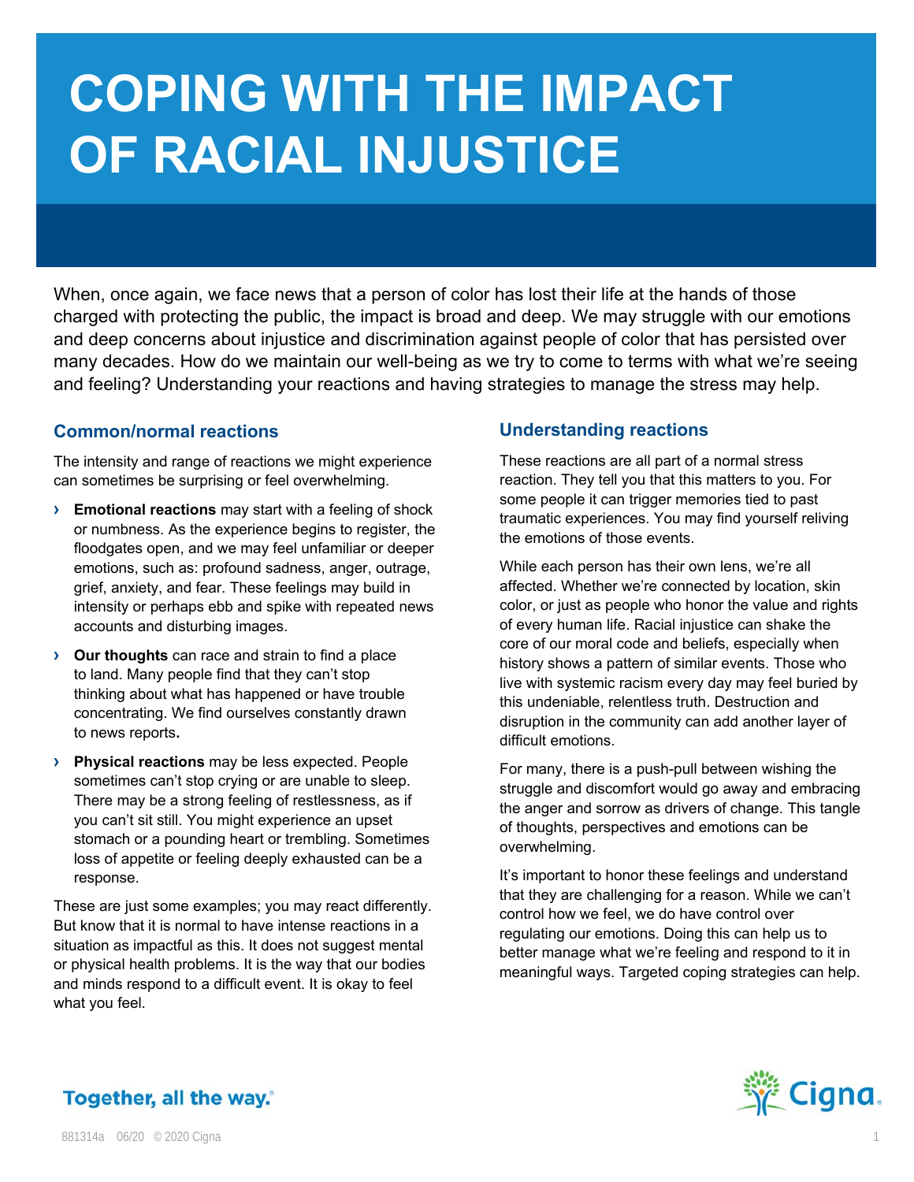# COPING WITH THE IMPACT OF RACIAL INJUSTICE

When, once again, we face news that a person of color has lost their life at the hands of those charged with protecting the public, the impact is broad and deep. We may struggle with our emotions and deep concerns about injustice and discrimination against people of color that has persisted over many decades. How do we maintain our well-being as we try to come to terms with what we're seeing and feeling? Understanding your reactions and having strategies to manage the stress may help.

## Common/normal reactions

The intensity and range of reactions we might experience can sometimes be surprising or feel overwhelming.

- **Emotional reactions** may start with a feeling of shock or numbness. As the experience begins to register, the floodgates open, and we may feel unfamiliar or deeper emotions, such as: profound sadness, anger, outrage, grief, anxiety, and fear. These feelings may build in intensity or perhaps ebb and spike with repeated news accounts and disturbing images.
- **Our thoughts** can race and strain to find a place to land. Many people find that they can't stop thinking about what has happened or have trouble concentrating. We find ourselves constantly drawn to news reports.
- **Physical reactions** may be less expected. People sometimes can't stop crying or are unable to sleep. There may be a strong feeling of restlessness, as if you can't sit still. You might experience an upset stomach or a pounding heart or trembling. Sometimes loss of appetite or feeling deeply exhausted can be a response.

These are just some examples; you may react differently. But know that it is normal to have intense reactions in a situation as impactful as this. It does not suggest mental or physical health problems. It is the way that our bodies and minds respond to a difficult event. It is okay to feel what you feel.

## Understanding reactions

These reactions are all part of a normal stress reaction. They tell you that this matters to you. For some people it can trigger memories tied to past traumatic experiences. You may find yourself reliving the emotions of those events.

While each person has their own lens, we're all affected. Whether we're connected by location, skin color, or just as people who honor the value and rights of every human life. Racial injustice can shake the core of our moral code and beliefs, especially when history shows a pattern of similar events. Those who live with systemic racism every day may feel buried by this undeniable, relentless truth. Destruction and disruption in the community can add another layer of difficult emotions.

For many, there is a push-pull between wishing the struggle and discomfort would go away and embracing the anger and sorrow as drivers of change. This tangle of thoughts, perspectives and emotions can be overwhelming.

It's important to honor these feelings and understand that they are challenging for a reason. While we can't control how we feel, we do have control over regulating our emotions. Doing this can help us to better manage what we're feeling and respond to it in meaningful ways. Targeted coping strategies can help.

Together, all the way.®

Cigna.

881314a 06/20 © 2020 Cigna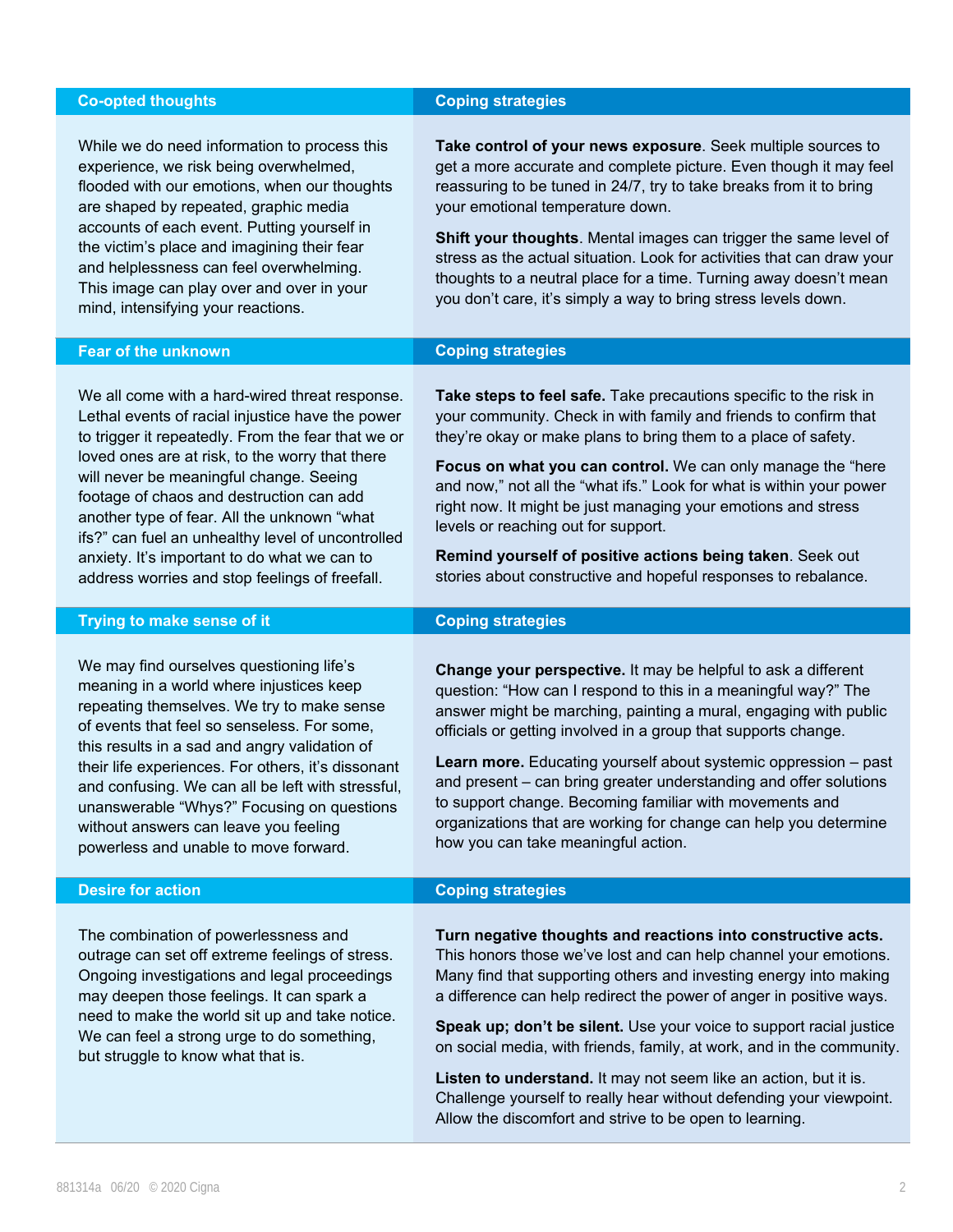| Co-opted thoughts | Coping strategies |
| --- | --- |
| While we do need information to process this experience, we risk being overwhelmed, flooded with our emotions, when our thoughts are shaped by repeated, graphic media accounts of each event. Putting yourself in the victim's place and imagining their fear and helplessness can feel overwhelming. This image can play over and over in your mind, intensifying your reactions. | **Take control of your news exposure**. Seek multiple sources to get a more accurate and complete picture. Even though it may feel reassuring to be tuned in 24/7, try to take breaks from it to bring your emotional temperature down.<br><br>**Shift your thoughts**. Mental images can trigger the same level of stress as the actual situation. Look for activities that can draw your thoughts to a neutral place for a time. Turning away doesn't mean you don't care, it's simply a way to bring stress levels down. |

| Fear of the unknown | Coping strategies |
| --- | --- |
| We all come with a hard-wired threat response. Lethal events of racial injustice have the power to trigger it repeatedly. From the fear that we or loved ones are at risk, to the worry that there will never be meaningful change. Seeing footage of chaos and destruction can add another type of fear. All the unknown "what ifs?" can fuel an unhealthy level of uncontrolled anxiety. It's important to do what we can to address worries and stop feelings of freefall. | **Take steps to feel safe.** Take precautions specific to the risk in your community. Check in with family and friends to confirm that they're okay or make plans to bring them to a place of safety.<br><br>**Focus on what you can control.** We can only manage the "here and now," not all the "what ifs." Look for what is within your power right now. It might be just managing your emotions and stress levels or reaching out for support.<br><br>**Remind yourself of positive actions being taken**. Seek out stories about constructive and hopeful responses to rebalance. |

| Trying to make sense of it | Coping strategies |
| --- | --- |
| We may find ourselves questioning life's meaning in a world where injustices keep repeating themselves. We try to make sense of events that feel so senseless. For some, this results in a sad and angry validation of their life experiences. For others, it's dissonant and confusing. We can all be left with stressful, unanswerable "Whys?" Focusing on questions without answers can leave you feeling powerless and unable to move forward. | **Change your perspective.** It may be helpful to ask a different question: "How can I respond to this in a meaningful way?" The answer might be marching, painting a mural, engaging with public officials or getting involved in a group that supports change.<br><br>**Learn more.** Educating yourself about systemic oppression – past and present – can bring greater understanding and offer solutions to support change. Becoming familiar with movements and organizations that are working for change can help you determine how you can take meaningful action. |

| Desire for action | Coping strategies |
| --- | --- |
| The combination of powerlessness and outrage can set off extreme feelings of stress. Ongoing investigations and legal proceedings may deepen those feelings. It can spark a need to make the world sit up and take notice. We can feel a strong urge to do something, but struggle to know what that is. | **Turn negative thoughts and reactions into constructive acts.** This honors those we've lost and can help channel your emotions. Many find that supporting others and investing energy into making a difference can help redirect the power of anger in positive ways.<br><br>**Speak up; don't be silent.** Use your voice to support racial justice on social media, with friends, family, at work, and in the community.<br><br>**Listen to understand.** It may not seem like an action, but it is. Challenge yourself to really hear without defending your viewpoint. Allow the discomfort and strive to be open to learning. |

881314a 06/20 © 2020 Cigna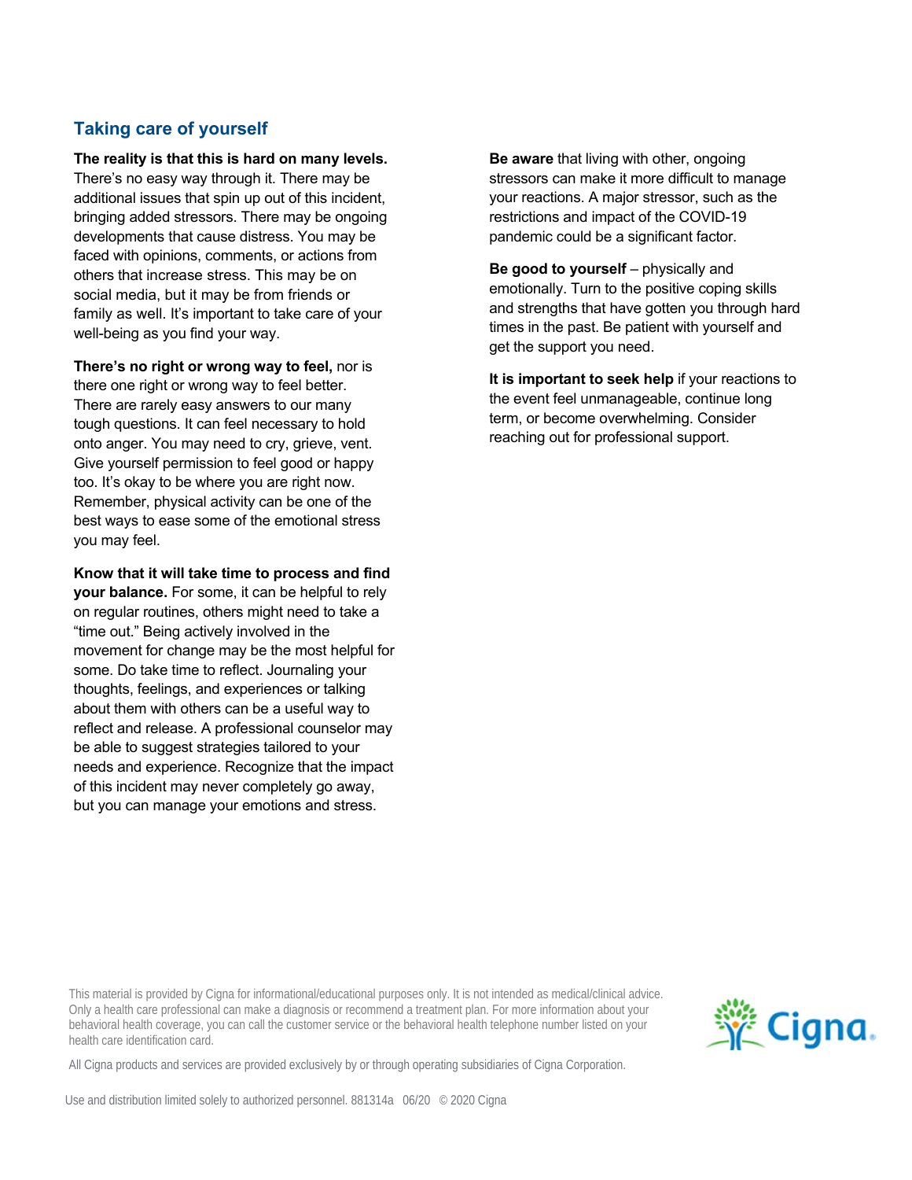## Taking care of yourself

**The reality is that this is hard on many levels.** There's no easy way through it. There may be additional issues that spin up out of this incident, bringing added stressors. There may be ongoing developments that cause distress. You may be faced with opinions, comments, or actions from others that increase stress. This may be on social media, but it may be from friends or family as well. It's important to take care of your well-being as you find your way.

**There's no right or wrong way to feel,** nor is there one right or wrong way to feel better. There are rarely easy answers to our many tough questions. It can feel necessary to hold onto anger. You may need to cry, grieve, vent. Give yourself permission to feel good or happy too. It's okay to be where you are right now. Remember, physical activity can be one of the best ways to ease some of the emotional stress you may feel.

**Know that it will take time to process and find your balance.** For some, it can be helpful to rely on regular routines, others might need to take a "time out." Being actively involved in the movement for change may be the most helpful for some. Do take time to reflect. Journaling your thoughts, feelings, and experiences or talking about them with others can be a useful way to reflect and release. A professional counselor may be able to suggest strategies tailored to your needs and experience. Recognize that the impact of this incident may never completely go away, but you can manage your emotions and stress.

**Be aware** that living with other, ongoing stressors can make it more difficult to manage your reactions. A major stressor, such as the restrictions and impact of the COVID-19 pandemic could be a significant factor.

**Be good to yourself** – physically and emotionally. Turn to the positive coping skills and strengths that have gotten you through hard times in the past. Be patient with yourself and get the support you need.

**It is important to seek help** if your reactions to the event feel unmanageable, continue long term, or become overwhelming. Consider reaching out for professional support.

This material is provided by Cigna for informational/educational purposes only. It is not intended as medical/clinical advice. Only a health care professional can make a diagnosis or recommend a treatment plan. For more information about your behavioral health coverage, you can call the customer service or the behavioral health telephone number listed on your health care identification card.

All Cigna products and services are provided exclusively by or through operating subsidiaries of Cigna Corporation.

Use and distribution limited solely to authorized personnel. 881314a 06/20 © 2020 Cigna